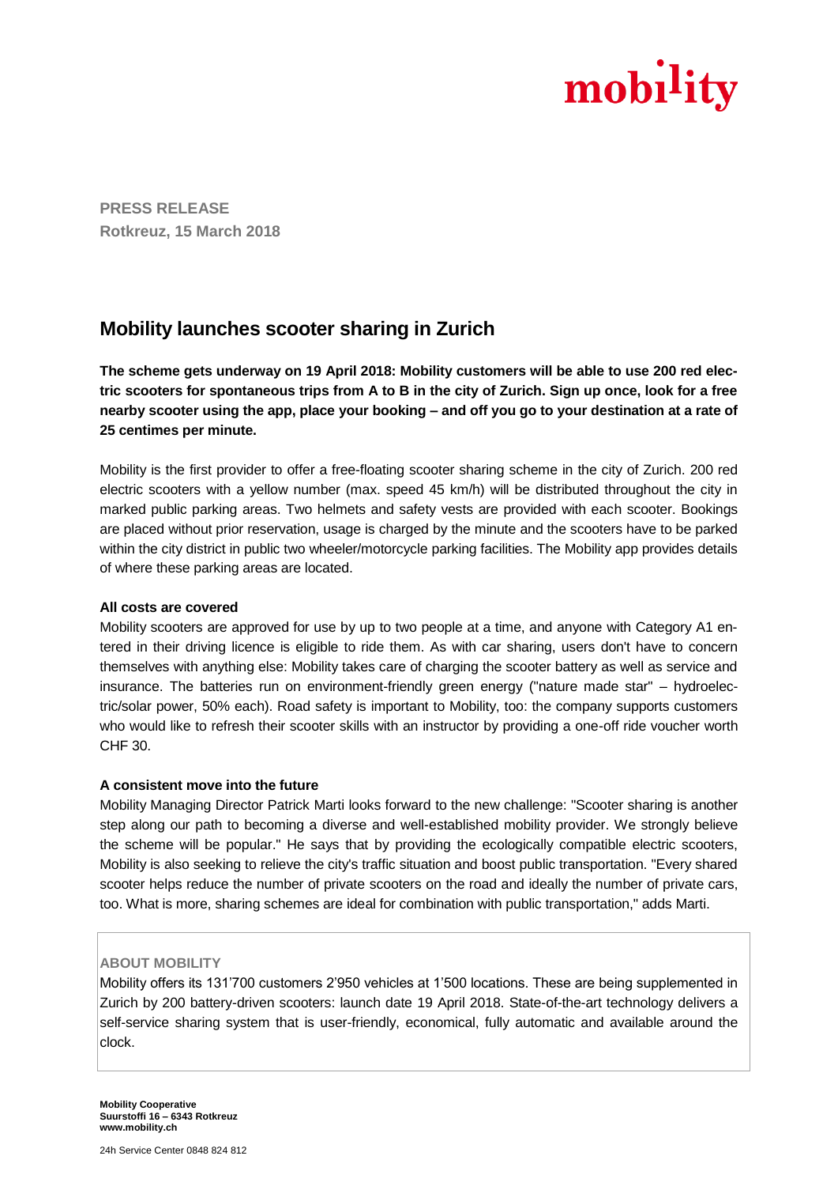mobility

**PRESS RELEASE**
**Rotkreuz, 15 March 2018**

# Mobility launches scooter sharing in Zurich

**The scheme gets underway on 19 April 2018: Mobility customers will be able to use 200 red electric scooters for spontaneous trips from A to B in the city of Zurich. Sign up once, look for a free nearby scooter using the app, place your booking – and off you go to your destination at a rate of 25 centimes per minute.**

Mobility is the first provider to offer a free-floating scooter sharing scheme in the city of Zurich. 200 red electric scooters with a yellow number (max. speed 45 km/h) will be distributed throughout the city in marked public parking areas. Two helmets and safety vests are provided with each scooter. Bookings are placed without prior reservation, usage is charged by the minute and the scooters have to be parked within the city district in public two wheeler/motorcycle parking facilities. The Mobility app provides details of where these parking areas are located.

**All costs are covered**

Mobility scooters are approved for use by up to two people at a time, and anyone with Category A1 entered in their driving licence is eligible to ride them. As with car sharing, users don't have to concern themselves with anything else: Mobility takes care of charging the scooter battery as well as service and insurance. The batteries run on environment-friendly green energy ("nature made star" – hydroelectric/solar power, 50% each). Road safety is important to Mobility, too: the company supports customers who would like to refresh their scooter skills with an instructor by providing a one-off ride voucher worth CHF 30.

**A consistent move into the future**

Mobility Managing Director Patrick Marti looks forward to the new challenge: "Scooter sharing is another step along our path to becoming a diverse and well-established mobility provider. We strongly believe the scheme will be popular." He says that by providing the ecologically compatible electric scooters, Mobility is also seeking to relieve the city's traffic situation and boost public transportation. "Every shared scooter helps reduce the number of private scooters on the road and ideally the number of private cars, too. What is more, sharing schemes are ideal for combination with public transportation," adds Marti.

**ABOUT MOBILITY**

Mobility offers its 131'700 customers 2'950 vehicles at 1'500 locations. These are being supplemented in Zurich by 200 battery-driven scooters: launch date 19 April 2018. State-of-the-art technology delivers a self-service sharing system that is user-friendly, economical, fully automatic and available around the clock.

**Mobility Cooperative**
**Suurstoffi 16 – 6343 Rotkreuz**
**www.mobility.ch**

24h Service Center 0848 824 812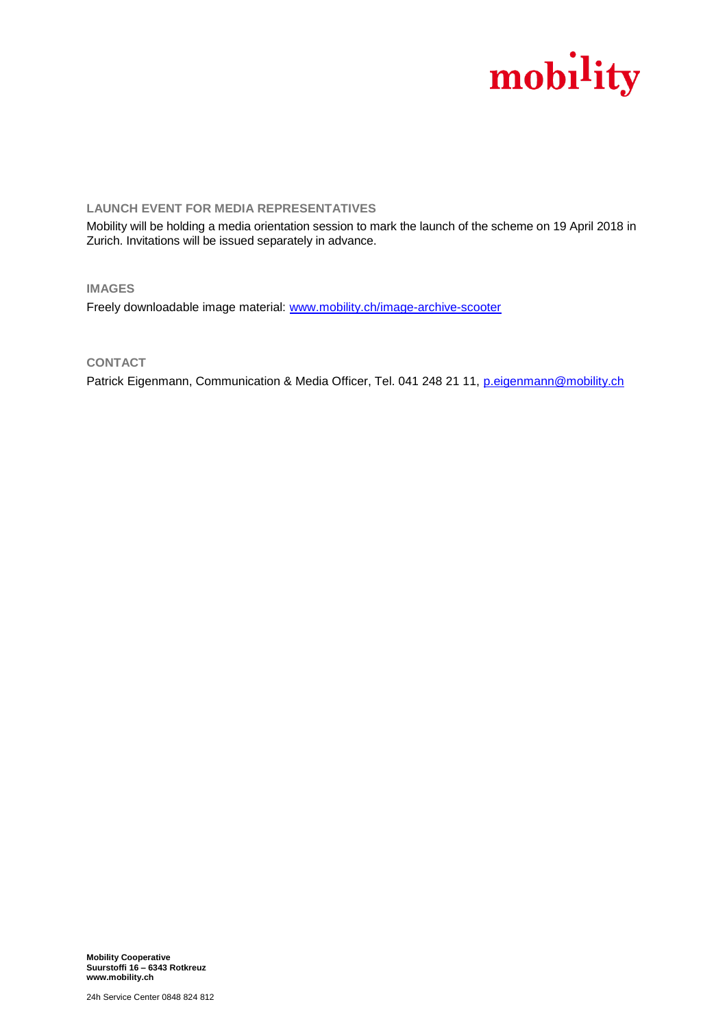**LAUNCH EVENT FOR MEDIA REPRESENTATIVES**

Mobility will be holding a media orientation session to mark the launch of the scheme on 19 April 2018 in Zurich. Invitations will be issued separately in advance.

**IMAGES**

Freely downloadable image material: [www.mobility.ch/image-archive-scooter](www.mobility.ch/image-archive-scooter)

**CONTACT**

Patrick Eigenmann, Communication & Media Officer, Tel. 041 248 21 11, [p.eigenmann@mobility.ch](mailto:p.eigenmann@mobility.ch)

**Mobility Cooperative**
**Suurstoffi 16 – 6343 Rotkreuz**
**www.mobility.ch**

24h Service Center 0848 824 812